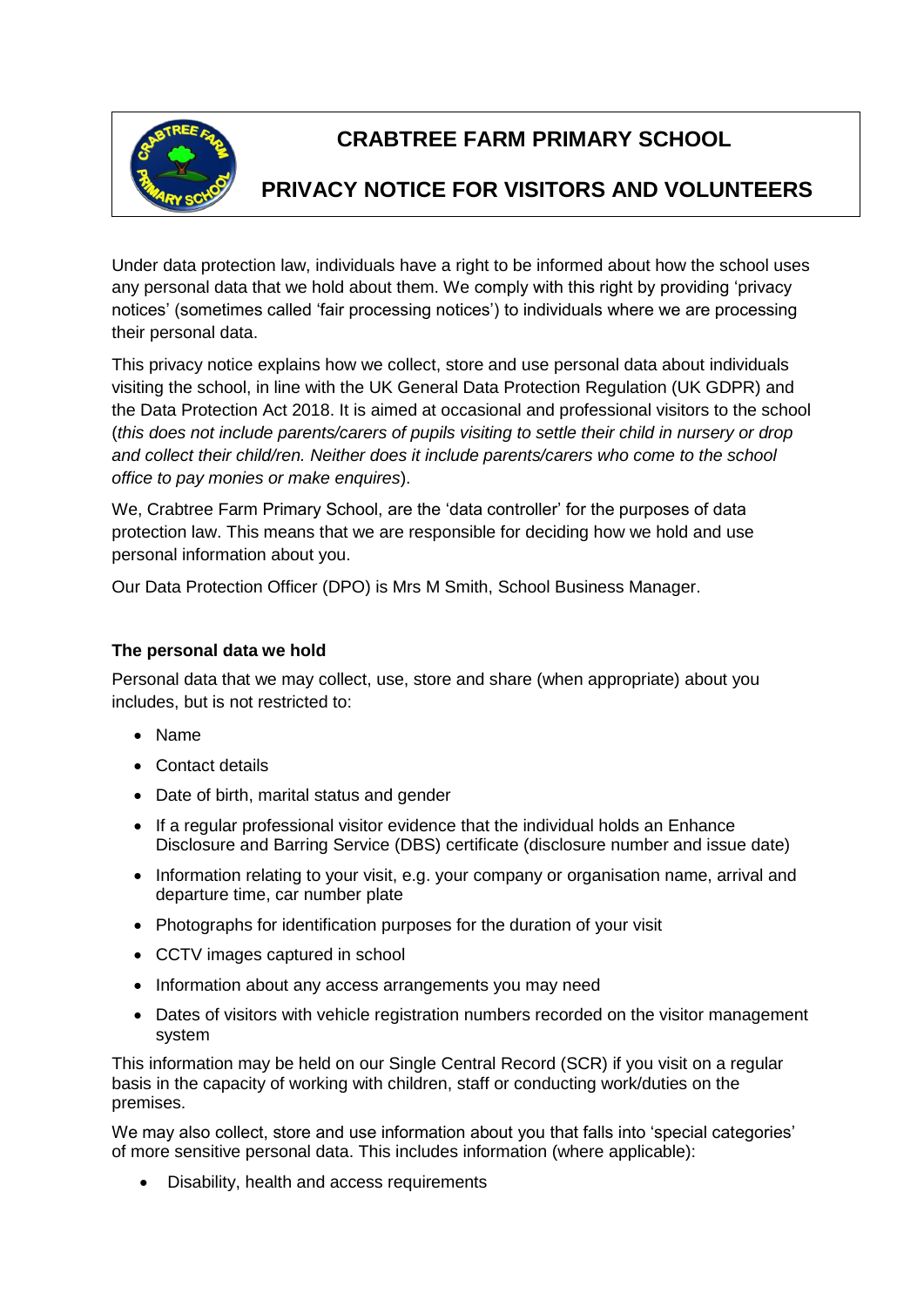# CRABTREE FARM PRIMARY SCHOOL

## PRIVACY NOTICE FOR VISITORS AND VOLUNTEERS

Under data protection law, individuals have a right to be informed about how the school uses any personal data that we hold about them. We comply with this right by providing 'privacy notices' (sometimes called 'fair processing notices') to individuals where we are processing their personal data.

This privacy notice explains how we collect, store and use personal data about individuals visiting the school, in line with the UK General Data Protection Regulation (UK GDPR) and the Data Protection Act 2018. It is aimed at occasional and professional visitors to the school (*this does not include parents/carers of pupils visiting to settle their child in nursery or drop and collect their child/ren. Neither does it include parents/carers who come to the school office to pay monies or make enquires*).

We, Crabtree Farm Primary School, are the 'data controller' for the purposes of data protection law. This means that we are responsible for deciding how we hold and use personal information about you.

Our Data Protection Officer (DPO) is Mrs M Smith, School Business Manager.

**The personal data we hold**

Personal data that we may collect, use, store and share (when appropriate) about you includes, but is not restricted to:

- Name
- Contact details
- Date of birth, marital status and gender
- If a regular professional visitor evidence that the individual holds an Enhance Disclosure and Barring Service (DBS) certificate (disclosure number and issue date)
- Information relating to your visit, e.g. your company or organisation name, arrival and departure time, car number plate
- Photographs for identification purposes for the duration of your visit
- CCTV images captured in school
- Information about any access arrangements you may need
- Dates of visitors with vehicle registration numbers recorded on the visitor management system

This information may be held on our Single Central Record (SCR) if you visit on a regular basis in the capacity of working with children, staff or conducting work/duties on the premises.

We may also collect, store and use information about you that falls into 'special categories' of more sensitive personal data. This includes information (where applicable):

- Disability, health and access requirements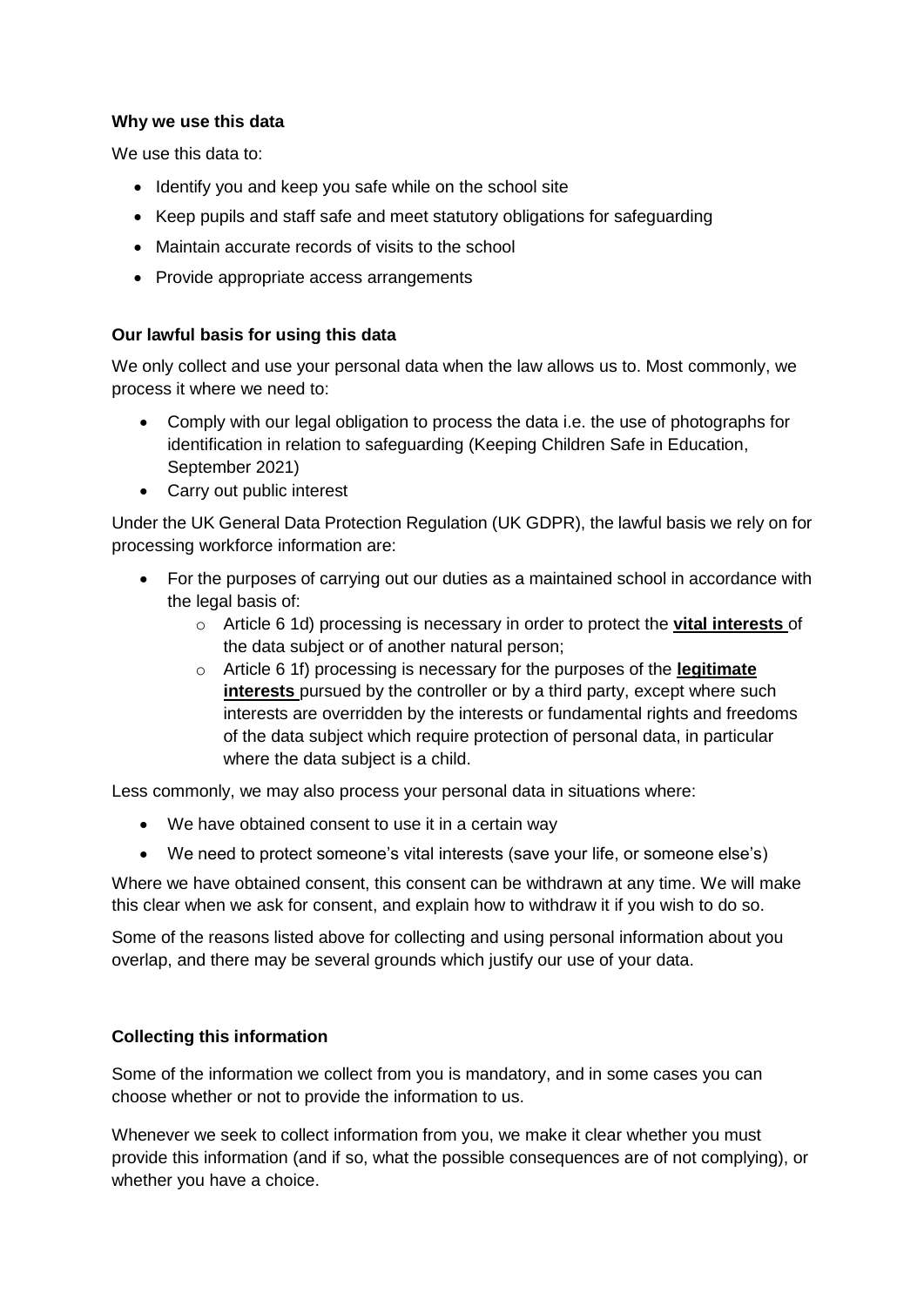**Why we use this data**

We use this data to:

- Identify you and keep you safe while on the school site
- Keep pupils and staff safe and meet statutory obligations for safeguarding
- Maintain accurate records of visits to the school
- Provide appropriate access arrangements

**Our lawful basis for using this data**

We only collect and use your personal data when the law allows us to. Most commonly, we process it where we need to:

- Comply with our legal obligation to process the data i.e. the use of photographs for identification in relation to safeguarding (Keeping Children Safe in Education, September 2021)
- Carry out public interest

Under the UK General Data Protection Regulation (UK GDPR), the lawful basis we rely on for processing workforce information are:

- For the purposes of carrying out our duties as a maintained school in accordance with the legal basis of:
  - Article 6 1d) processing is necessary in order to protect the **vital interests** of the data subject or of another natural person;
  - Article 6 1f) processing is necessary for the purposes of the **legitimate interests** pursued by the controller or by a third party, except where such interests are overridden by the interests or fundamental rights and freedoms of the data subject which require protection of personal data, in particular where the data subject is a child.

Less commonly, we may also process your personal data in situations where:

- We have obtained consent to use it in a certain way
- We need to protect someone's vital interests (save your life, or someone else's)

Where we have obtained consent, this consent can be withdrawn at any time. We will make this clear when we ask for consent, and explain how to withdraw it if you wish to do so.

Some of the reasons listed above for collecting and using personal information about you overlap, and there may be several grounds which justify our use of your data.

**Collecting this information**

Some of the information we collect from you is mandatory, and in some cases you can choose whether or not to provide the information to us.

Whenever we seek to collect information from you, we make it clear whether you must provide this information (and if so, what the possible consequences are of not complying), or whether you have a choice.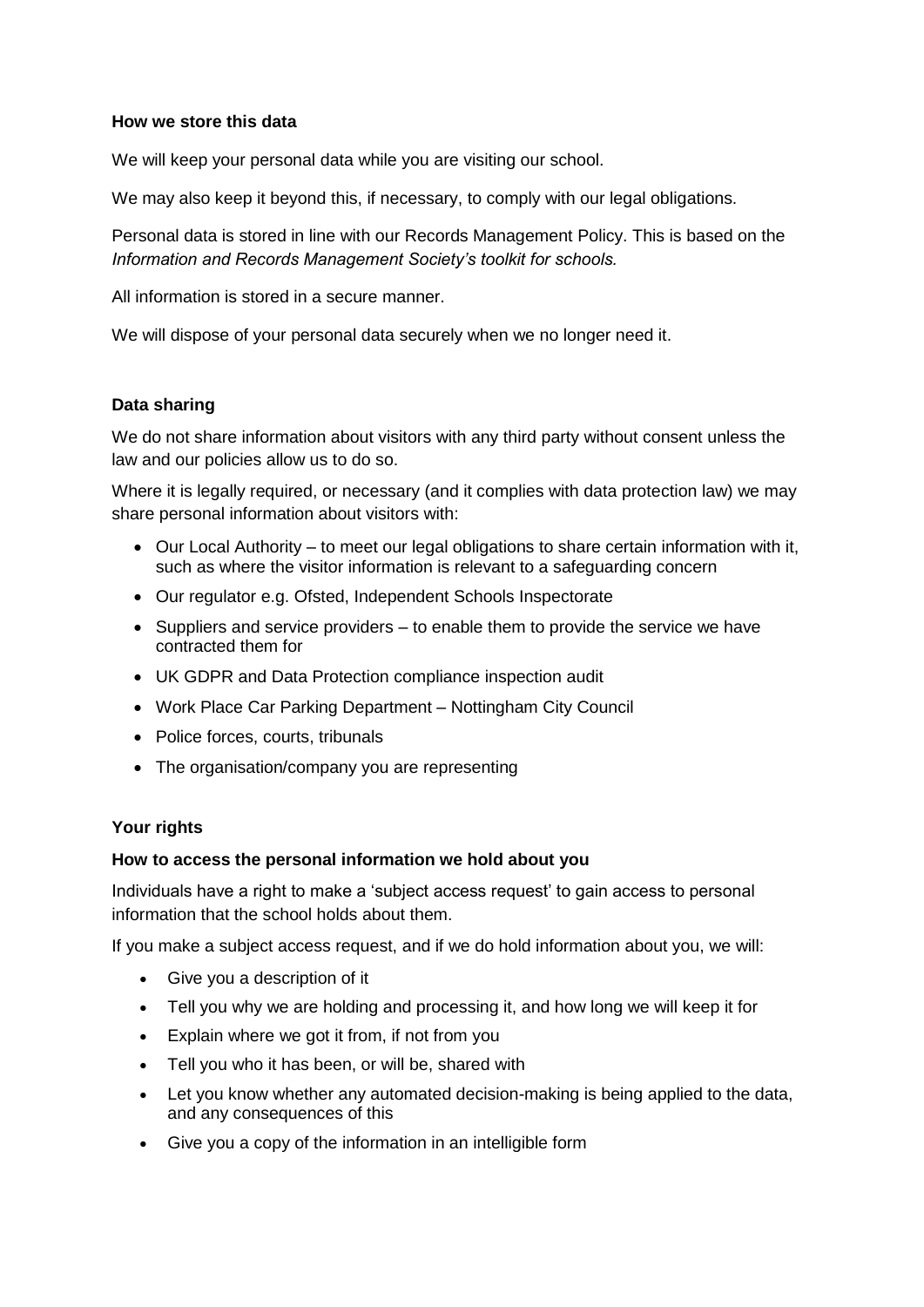**How we store this data**

We will keep your personal data while you are visiting our school.

We may also keep it beyond this, if necessary, to comply with our legal obligations.

Personal data is stored in line with our Records Management Policy. This is based on the *Information and Records Management Society's toolkit for schools.*

All information is stored in a secure manner.

We will dispose of your personal data securely when we no longer need it.

**Data sharing**

We do not share information about visitors with any third party without consent unless the law and our policies allow us to do so.

Where it is legally required, or necessary (and it complies with data protection law) we may share personal information about visitors with:

- Our Local Authority – to meet our legal obligations to share certain information with it, such as where the visitor information is relevant to a safeguarding concern
- Our regulator e.g. Ofsted, Independent Schools Inspectorate
- Suppliers and service providers – to enable them to provide the service we have contracted them for
- UK GDPR and Data Protection compliance inspection audit
- Work Place Car Parking Department – Nottingham City Council
- Police forces, courts, tribunals
- The organisation/company you are representing

**Your rights**

**How to access the personal information we hold about you**

Individuals have a right to make a 'subject access request' to gain access to personal information that the school holds about them.

If you make a subject access request, and if we do hold information about you, we will:

- Give you a description of it
- Tell you why we are holding and processing it, and how long we will keep it for
- Explain where we got it from, if not from you
- Tell you who it has been, or will be, shared with
- Let you know whether any automated decision-making is being applied to the data, and any consequences of this
- Give you a copy of the information in an intelligible form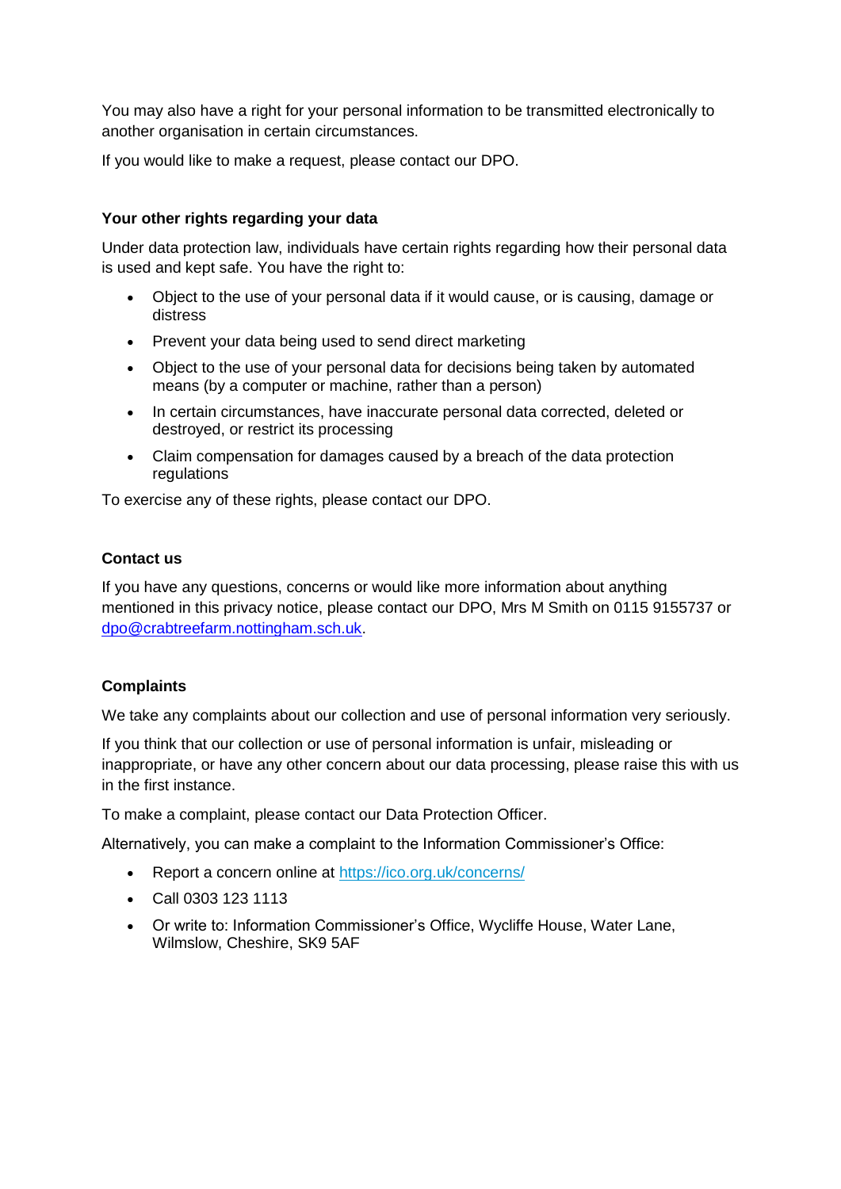You may also have a right for your personal information to be transmitted electronically to another organisation in certain circumstances.

If you would like to make a request, please contact our DPO.

### Your other rights regarding your data

Under data protection law, individuals have certain rights regarding how their personal data is used and kept safe. You have the right to:

- Object to the use of your personal data if it would cause, or is causing, damage or distress
- Prevent your data being used to send direct marketing
- Object to the use of your personal data for decisions being taken by automated means (by a computer or machine, rather than a person)
- In certain circumstances, have inaccurate personal data corrected, deleted or destroyed, or restrict its processing
- Claim compensation for damages caused by a breach of the data protection regulations

To exercise any of these rights, please contact our DPO.

### Contact us

If you have any questions, concerns or would like more information about anything mentioned in this privacy notice, please contact our DPO, Mrs M Smith on 0115 9155737 or dpo@crabtreefarm.nottingham.sch.uk.

### Complaints

We take any complaints about our collection and use of personal information very seriously.

If you think that our collection or use of personal information is unfair, misleading or inappropriate, or have any other concern about our data processing, please raise this with us in the first instance.

To make a complaint, please contact our Data Protection Officer.

Alternatively, you can make a complaint to the Information Commissioner's Office:

- Report a concern online at https://ico.org.uk/concerns/
- Call 0303 123 1113
- Or write to: Information Commissioner's Office, Wycliffe House, Water Lane, Wilmslow, Cheshire, SK9 5AF